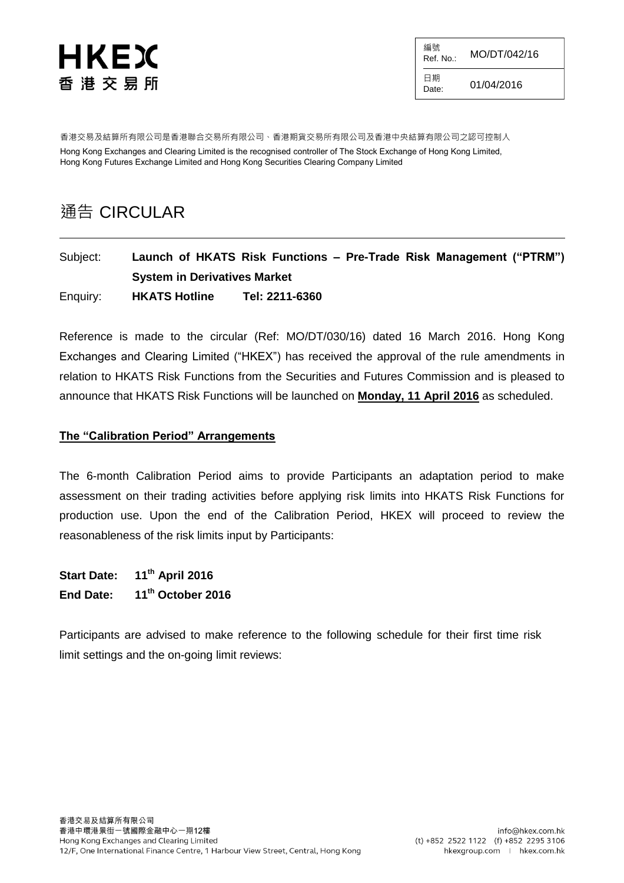HKEX
香港交易所

| | |
|---|---|
| 編號 Ref. No.: | MO/DT/042/16 |
| 日期 Date: | 01/04/2016 |

香港交易及結算所有限公司是香港聯合交易所有限公司、香港期貨交易所有限公司及香港中央結算有限公司之認可控制人

Hong Kong Exchanges and Clearing Limited is the recognised controller of The Stock Exchange of Hong Kong Limited, Hong Kong Futures Exchange Limited and Hong Kong Securities Clearing Company Limited

# 通告 CIRCULAR

Subject: **Launch of HKATS Risk Functions – Pre-Trade Risk Management ("PTRM") System in Derivatives Market**

Enquiry: **HKATS Hotline Tel: 2211-6360**

Reference is made to the circular (Ref: MO/DT/030/16) dated 16 March 2016. Hong Kong Exchanges and Clearing Limited ("HKEX") has received the approval of the rule amendments in relation to HKATS Risk Functions from the Securities and Futures Commission and is pleased to announce that HKATS Risk Functions will be launched on **Monday, 11 April 2016** as scheduled.

## The "Calibration Period" Arrangements

The 6-month Calibration Period aims to provide Participants an adaptation period to make assessment on their trading activities before applying risk limits into HKATS Risk Functions for production use. Upon the end of the Calibration Period, HKEX will proceed to review the reasonableness of the risk limits input by Participants:

**Start Date: 11th April 2016**
**End Date: 11th October 2016**

Participants are advised to make reference to the following schedule for their first time risk limit settings and the on-going limit reviews: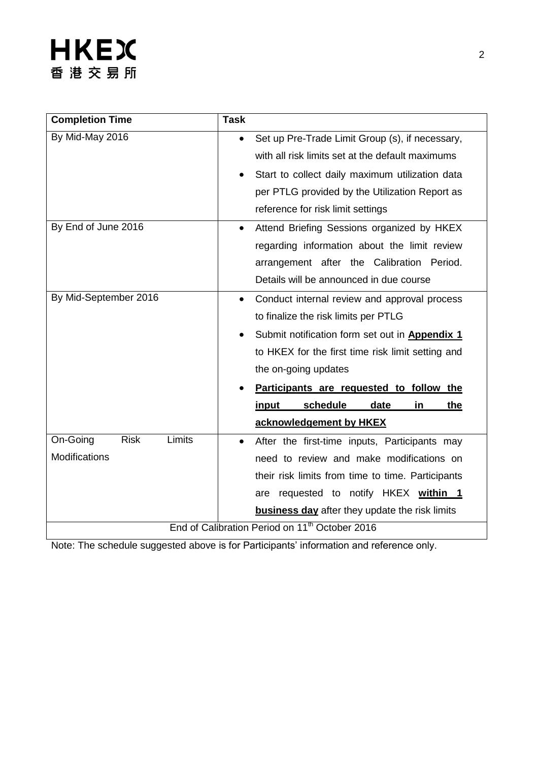| Completion Time | Task |
|---|---|
| By Mid-May 2016 | • Set up Pre-Trade Limit Group (s), if necessary, with all risk limits set at the default maximums<br>• Start to collect daily maximum utilization data per PTLG provided by the Utilization Report as reference for risk limit settings |
| By End of June 2016 | • Attend Briefing Sessions organized by HKEX regarding information about the limit review arrangement after the Calibration Period. Details will be announced in due course |
| By Mid-September 2016 | • Conduct internal review and approval process to finalize the risk limits per PTLG<br>• Submit notification form set out in **Appendix 1** to HKEX for the first time risk limit setting and the on-going updates<br>• **Participants are requested to follow the input schedule date in the acknowledgement by HKEX** |
| On-Going Risk Limits Modifications | • After the first-time inputs, Participants may need to review and make modifications on their risk limits from time to time. Participants are requested to notify HKEX **within 1 business day** after they update the risk limits |
| End of Calibration Period on 11th October 2016 | |

Note: The schedule suggested above is for Participants' information and reference only.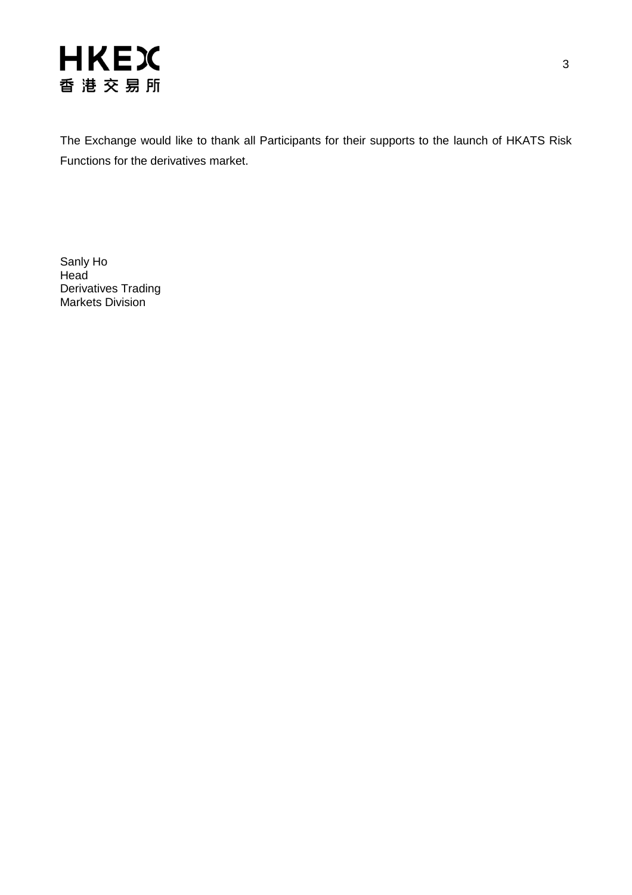The Exchange would like to thank all Participants for their supports to the launch of HKATS Risk Functions for the derivatives market.

Sanly Ho
Head
Derivatives Trading
Markets Division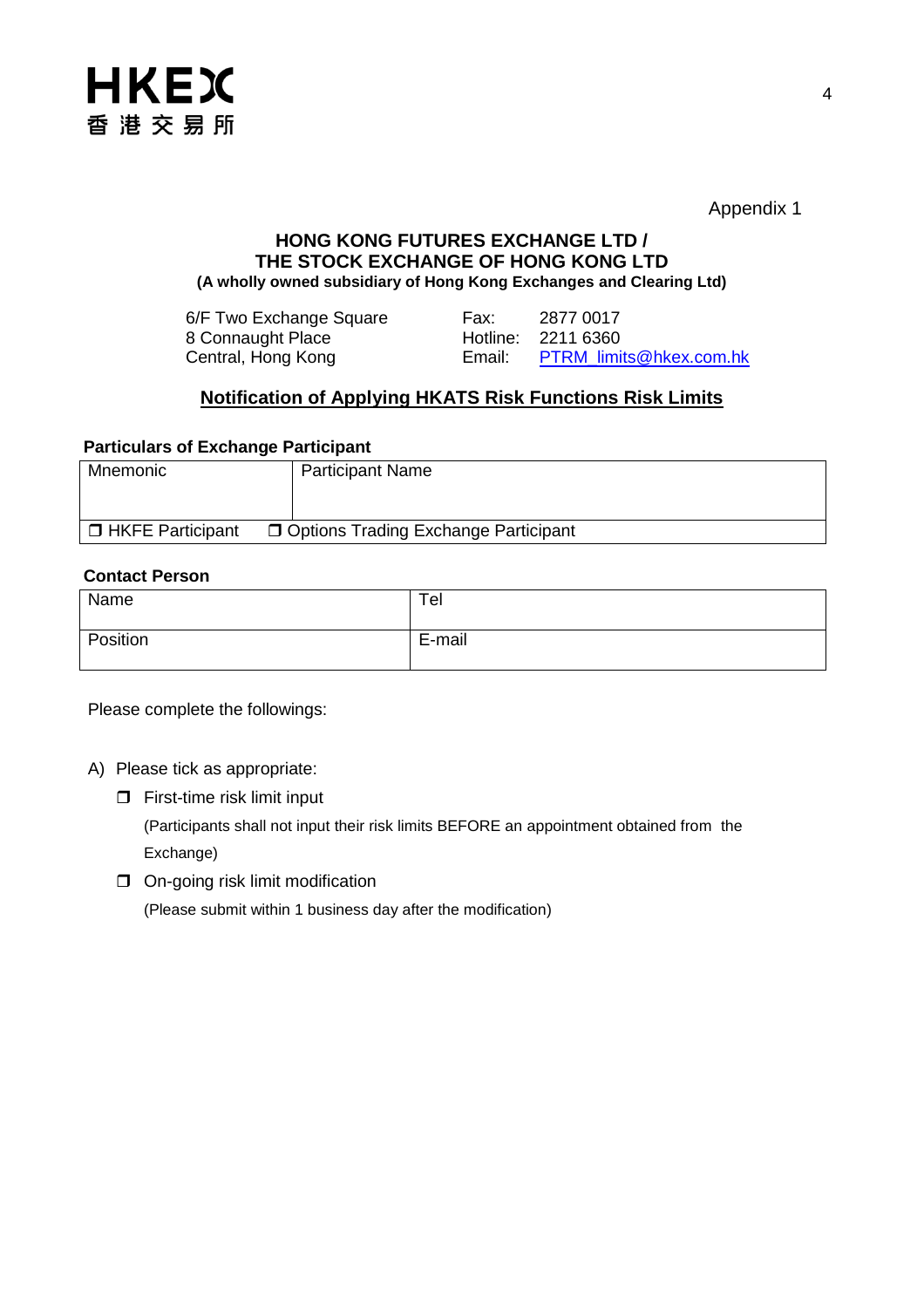Appendix 1

**HONG KONG FUTURES EXCHANGE LTD /**
**THE STOCK EXCHANGE OF HONG KONG LTD**
**(A wholly owned subsidiary of Hong Kong Exchanges and Clearing Ltd)**

| | | |
|---|---|---|
| 6/F Two Exchange Square | Fax: | 2877 0017 |
| 8 Connaught Place | Hotline: | 2211 6360 |
| Central, Hong Kong | Email: | PTRM_limits@hkex.com.hk |

## Notification of Applying HKATS Risk Functions Risk Limits

**Particulars of Exchange Participant**

| | |
|---|---|
| Mnemonic | Participant Name |
| ❐ HKFE Participant | ❐ Options Trading Exchange Participant |

**Contact Person**

| | |
|---|---|
| Name | Tel |
| Position | E-mail |

Please complete the followings:

A) Please tick as appropriate:

❐ First-time risk limit input

(Participants shall not input their risk limits BEFORE an appointment obtained from the Exchange)

❐ On-going risk limit modification

(Please submit within 1 business day after the modification)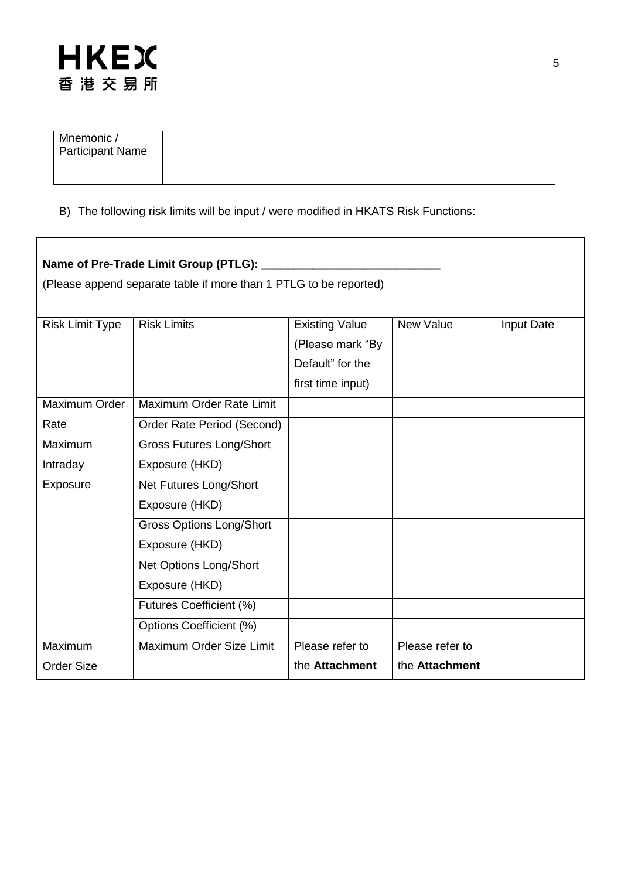| Mnemonic / Participant Name | |
|---|---|

B) The following risk limits will be input / were modified in HKATS Risk Functions:

**Name of Pre-Trade Limit Group (PTLG): \_\_\_\_\_\_\_\_\_\_\_\_\_\_\_\_\_\_\_\_\_\_\_\_\_\_\_\_**

(Please append separate table if more than 1 PTLG to be reported)

| Risk Limit Type | Risk Limits | Existing Value (Please mark "By Default" for the first time input) | New Value | Input Date |
|---|---|---|---|---|
| Maximum Order Rate | Maximum Order Rate Limit | | | |
| | Order Rate Period (Second) | | | |
| Maximum Intraday Exposure | Gross Futures Long/Short Exposure (HKD) | | | |
| | Net Futures Long/Short Exposure (HKD) | | | |
| | Gross Options Long/Short Exposure (HKD) | | | |
| | Net Options Long/Short Exposure (HKD) | | | |
| | Futures Coefficient (%) | | | |
| | Options Coefficient (%) | | | |
| Maximum Order Size | Maximum Order Size Limit | Please refer to the **Attachment** | Please refer to the **Attachment** | |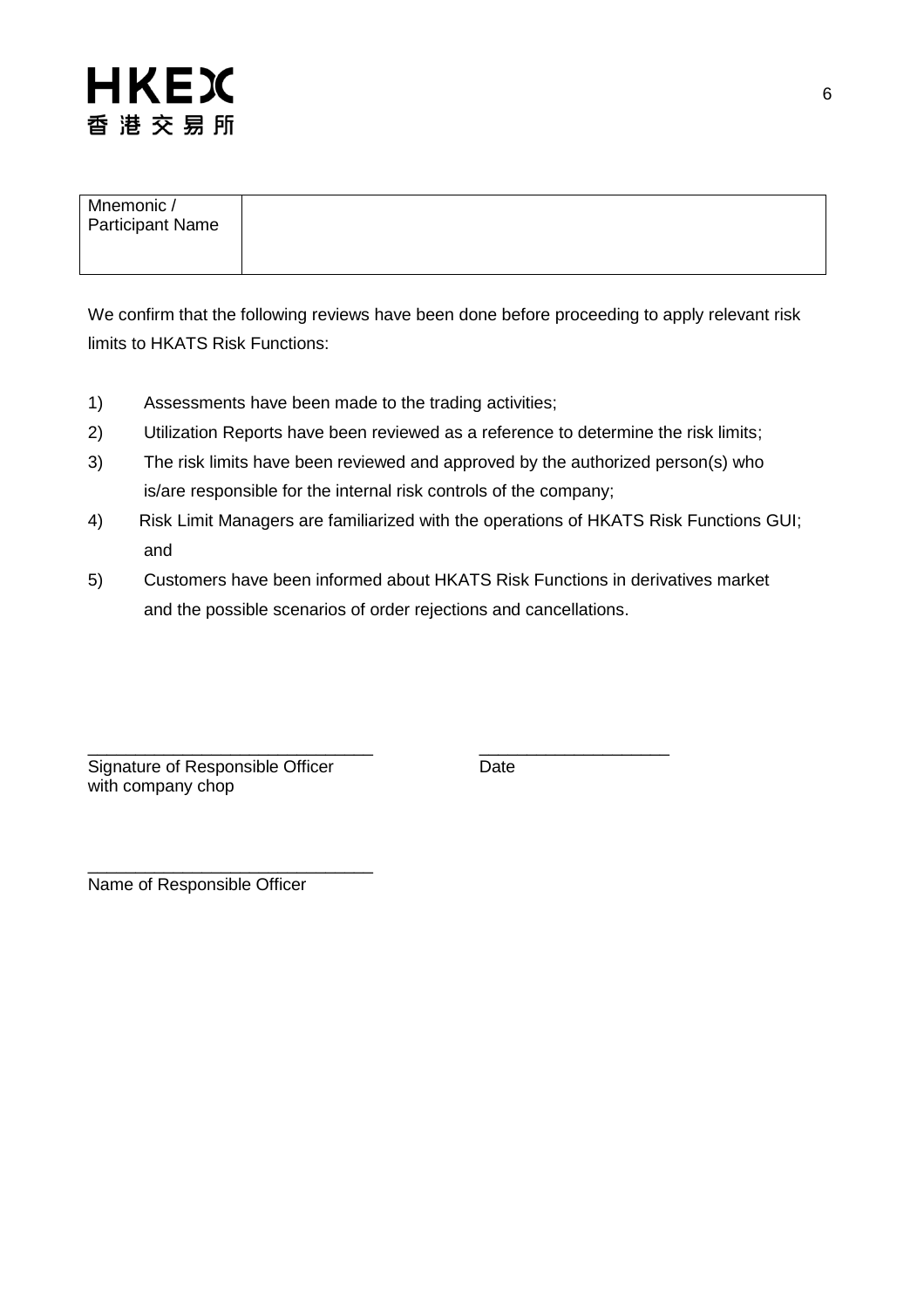| Mnemonic / Participant Name | |
|---|---|

We confirm that the following reviews have been done before proceeding to apply relevant risk limits to HKATS Risk Functions:

1) Assessments have been made to the trading activities;
2) Utilization Reports have been reviewed as a reference to determine the risk limits;
3) The risk limits have been reviewed and approved by the authorized person(s) who is/are responsible for the internal risk controls of the company;
4) Risk Limit Managers are familiarized with the operations of HKATS Risk Functions GUI; and
5) Customers have been informed about HKATS Risk Functions in derivatives market and the possible scenarios of order rejections and cancellations.

______________________________ ____________________
Signature of Responsible Officer with company chop Date

______________________________
Name of Responsible Officer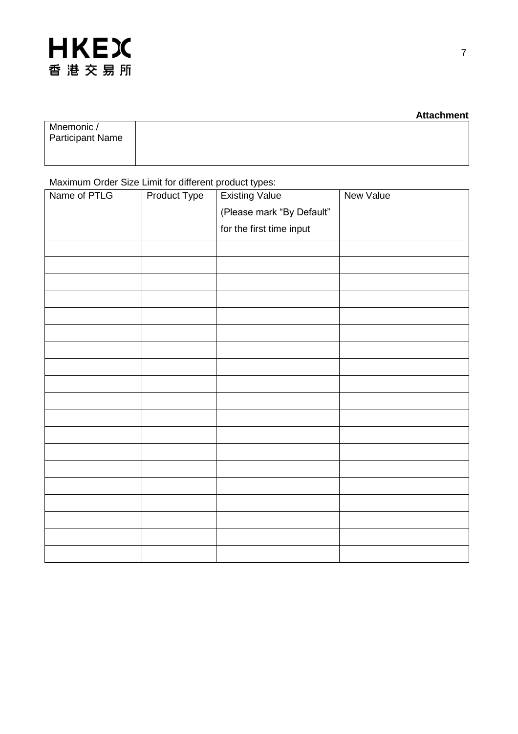**Attachment**

| | |
|---|---|
| Mnemonic / Participant Name | |

Maximum Order Size Limit for different product types:

| Name of PTLG | Product Type | Existing Value (Please mark "By Default" for the first time input | New Value |
|---|---|---|---|
| | | | |
| | | | |
| | | | |
| | | | |
| | | | |
| | | | |
| | | | |
| | | | |
| | | | |
| | | | |
| | | | |
| | | | |
| | | | |
| | | | |
| | | | |
| | | | |
| | | | |
| | | | |
| | | | |